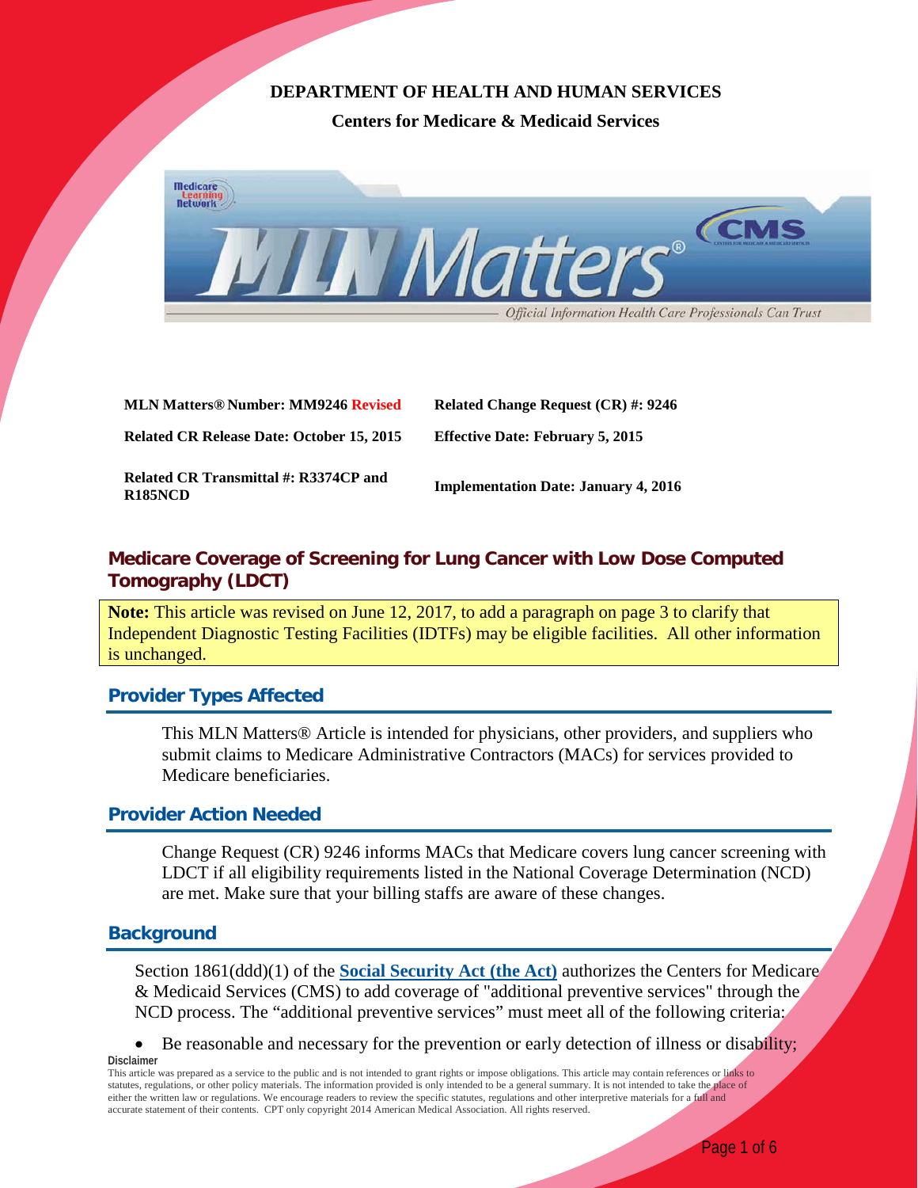**DEPARTMENT OF HEALTH AND HUMAN SERVICES**

**Centers for Medicare & Medicaid Services**

| | |
|---|---|
| **MLN Matters® Number: MM9246 Revised** | **Related Change Request (CR) #: 9246** |
| **Related CR Release Date: October 15, 2015** | **Effective Date: February 5, 2015** |
| **Related CR Transmittal #: R3374CP and R185NCD** | **Implementation Date: January 4, 2016** |

## Medicare Coverage of Screening for Lung Cancer with Low Dose Computed Tomography (LDCT)

**Note:** This article was revised on June 12, 2017, to add a paragraph on page 3 to clarify that Independent Diagnostic Testing Facilities (IDTFs) may be eligible facilities. All other information is unchanged.

### Provider Types Affected

This MLN Matters® Article is intended for physicians, other providers, and suppliers who submit claims to Medicare Administrative Contractors (MACs) for services provided to Medicare beneficiaries.

### Provider Action Needed

Change Request (CR) 9246 informs MACs that Medicare covers lung cancer screening with LDCT if all eligibility requirements listed in the National Coverage Determination (NCD) are met. Make sure that your billing staffs are aware of these changes.

### Background

Section 1861(ddd)(1) of the **Social Security Act (the Act)** authorizes the Centers for Medicare & Medicaid Services (CMS) to add coverage of "additional preventive services" through the NCD process. The "additional preventive services" must meet all of the following criteria:

- Be reasonable and necessary for the prevention or early detection of illness or disability;

**Disclaimer**

This article was prepared as a service to the public and is not intended to grant rights or impose obligations. This article may contain references or links to statutes, regulations, or other policy materials. The information provided is only intended to be a general summary. It is not intended to take the place of either the written law or regulations. We encourage readers to review the specific statutes, regulations and other interpretive materials for a full and accurate statement of their contents. CPT only copyright 2014 American Medical Association. All rights reserved.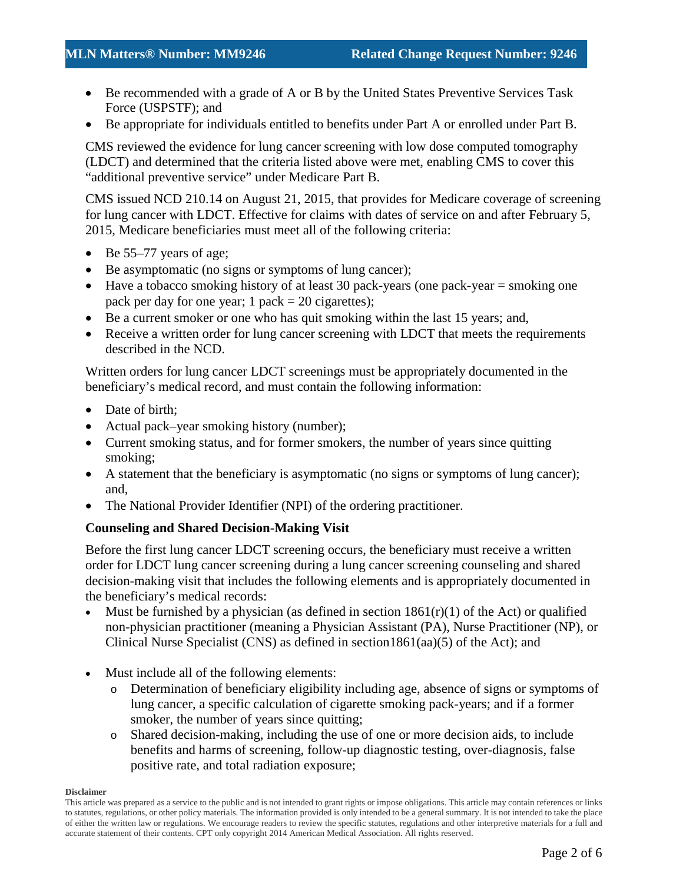- Be recommended with a grade of A or B by the United States Preventive Services Task Force (USPSTF); and
- Be appropriate for individuals entitled to benefits under Part A or enrolled under Part B.

CMS reviewed the evidence for lung cancer screening with low dose computed tomography (LDCT) and determined that the criteria listed above were met, enabling CMS to cover this "additional preventive service" under Medicare Part B.

CMS issued NCD 210.14 on August 21, 2015, that provides for Medicare coverage of screening for lung cancer with LDCT. Effective for claims with dates of service on and after February 5, 2015, Medicare beneficiaries must meet all of the following criteria:

- Be 55–77 years of age;
- Be asymptomatic (no signs or symptoms of lung cancer);
- Have a tobacco smoking history of at least 30 pack-years (one pack-year = smoking one pack per day for one year; 1 pack = 20 cigarettes);
- Be a current smoker or one who has quit smoking within the last 15 years; and,
- Receive a written order for lung cancer screening with LDCT that meets the requirements described in the NCD.

Written orders for lung cancer LDCT screenings must be appropriately documented in the beneficiary's medical record, and must contain the following information:

- Date of birth;
- Actual pack–year smoking history (number);
- Current smoking status, and for former smokers, the number of years since quitting smoking;
- A statement that the beneficiary is asymptomatic (no signs or symptoms of lung cancer); and,
- The National Provider Identifier (NPI) of the ordering practitioner.

**Counseling and Shared Decision-Making Visit**

Before the first lung cancer LDCT screening occurs, the beneficiary must receive a written order for LDCT lung cancer screening during a lung cancer screening counseling and shared decision-making visit that includes the following elements and is appropriately documented in the beneficiary's medical records:

- Must be furnished by a physician (as defined in section 1861(r)(1) of the Act) or qualified non-physician practitioner (meaning a Physician Assistant (PA), Nurse Practitioner (NP), or Clinical Nurse Specialist (CNS) as defined in section1861(aa)(5) of the Act); and
- Must include all of the following elements:
  - Determination of beneficiary eligibility including age, absence of signs or symptoms of lung cancer, a specific calculation of cigarette smoking pack-years; and if a former smoker, the number of years since quitting;
  - Shared decision-making, including the use of one or more decision aids, to include benefits and harms of screening, follow-up diagnostic testing, over-diagnosis, false positive rate, and total radiation exposure;

**Disclaimer**

This article was prepared as a service to the public and is not intended to grant rights or impose obligations. This article may contain references or links to statutes, regulations, or other policy materials. The information provided is only intended to be a general summary. It is not intended to take the place of either the written law or regulations. We encourage readers to review the specific statutes, regulations and other interpretive materials for a full and accurate statement of their contents. CPT only copyright 2014 American Medical Association. All rights reserved.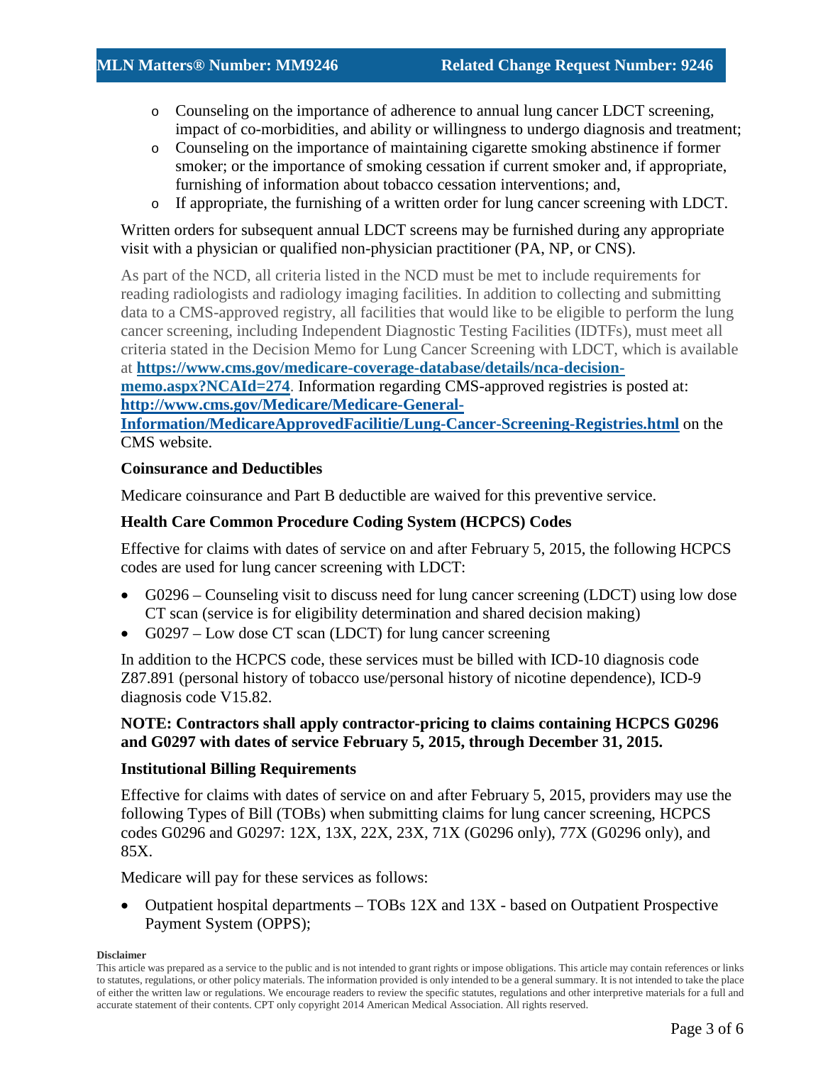- Counseling on the importance of adherence to annual lung cancer LDCT screening, impact of co-morbidities, and ability or willingness to undergo diagnosis and treatment;
  - Counseling on the importance of maintaining cigarette smoking abstinence if former smoker; or the importance of smoking cessation if current smoker and, if appropriate, furnishing of information about tobacco cessation interventions; and,
  - If appropriate, the furnishing of a written order for lung cancer screening with LDCT.

Written orders for subsequent annual LDCT screens may be furnished during any appropriate visit with a physician or qualified non-physician practitioner (PA, NP, or CNS).

As part of the NCD, all criteria listed in the NCD must be met to include requirements for reading radiologists and radiology imaging facilities. In addition to collecting and submitting data to a CMS-approved registry, all facilities that would like to be eligible to perform the lung cancer screening, including Independent Diagnostic Testing Facilities (IDTFs), must meet all criteria stated in the Decision Memo for Lung Cancer Screening with LDCT, which is available at **https://www.cms.gov/medicare-coverage-database/details/nca-decision-memo.aspx?NCAId=274**. Information regarding CMS-approved registries is posted at: **http://www.cms.gov/Medicare/Medicare-General-Information/MedicareApprovedFacilitie/Lung-Cancer-Screening-Registries.html** on the CMS website.

### Coinsurance and Deductibles

Medicare coinsurance and Part B deductible are waived for this preventive service.

### Health Care Common Procedure Coding System (HCPCS) Codes

Effective for claims with dates of service on and after February 5, 2015, the following HCPCS codes are used for lung cancer screening with LDCT:

- G0296 – Counseling visit to discuss need for lung cancer screening (LDCT) using low dose CT scan (service is for eligibility determination and shared decision making)
- G0297 – Low dose CT scan (LDCT) for lung cancer screening

In addition to the HCPCS code, these services must be billed with ICD-10 diagnosis code Z87.891 (personal history of tobacco use/personal history of nicotine dependence), ICD-9 diagnosis code V15.82.

**NOTE: Contractors shall apply contractor-pricing to claims containing HCPCS G0296 and G0297 with dates of service February 5, 2015, through December 31, 2015.**

### Institutional Billing Requirements

Effective for claims with dates of service on and after February 5, 2015, providers may use the following Types of Bill (TOBs) when submitting claims for lung cancer screening, HCPCS codes G0296 and G0297: 12X, 13X, 22X, 23X, 71X (G0296 only), 77X (G0296 only), and 85X.

Medicare will pay for these services as follows:

- Outpatient hospital departments – TOBs 12X and 13X - based on Outpatient Prospective Payment System (OPPS);

**Disclaimer**

This article was prepared as a service to the public and is not intended to grant rights or impose obligations. This article may contain references or links to statutes, regulations, or other policy materials. The information provided is only intended to be a general summary. It is not intended to take the place of either the written law or regulations. We encourage readers to review the specific statutes, regulations and other interpretive materials for a full and accurate statement of their contents. CPT only copyright 2014 American Medical Association. All rights reserved.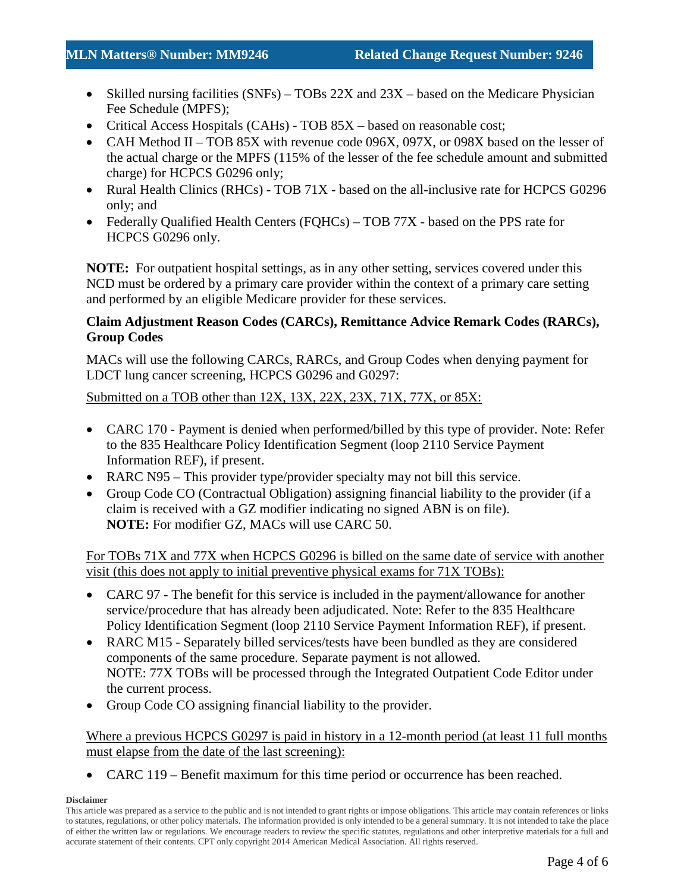- Skilled nursing facilities (SNFs) – TOBs 22X and 23X – based on the Medicare Physician Fee Schedule (MPFS);
- Critical Access Hospitals (CAHs) - TOB 85X – based on reasonable cost;
- CAH Method II – TOB 85X with revenue code 096X, 097X, or 098X based on the lesser of the actual charge or the MPFS (115% of the lesser of the fee schedule amount and submitted charge) for HCPCS G0296 only;
- Rural Health Clinics (RHCs) - TOB 71X - based on the all-inclusive rate for HCPCS G0296 only; and
- Federally Qualified Health Centers (FQHCs) – TOB 77X - based on the PPS rate for HCPCS G0296 only.

**NOTE:** For outpatient hospital settings, as in any other setting, services covered under this NCD must be ordered by a primary care provider within the context of a primary care setting and performed by an eligible Medicare provider for these services.

**Claim Adjustment Reason Codes (CARCs), Remittance Advice Remark Codes (RARCs), Group Codes**

MACs will use the following CARCs, RARCs, and Group Codes when denying payment for LDCT lung cancer screening, HCPCS G0296 and G0297:

<u>Submitted on a TOB other than 12X, 13X, 22X, 23X, 71X, 77X, or 85X:</u>

- CARC 170 - Payment is denied when performed/billed by this type of provider. Note: Refer to the 835 Healthcare Policy Identification Segment (loop 2110 Service Payment Information REF), if present.
- RARC N95 – This provider type/provider specialty may not bill this service.
- Group Code CO (Contractual Obligation) assigning financial liability to the provider (if a claim is received with a GZ modifier indicating no signed ABN is on file).
  **NOTE:** For modifier GZ, MACs will use CARC 50.

<u>For TOBs 71X and 77X when HCPCS G0296 is billed on the same date of service with another visit (this does not apply to initial preventive physical exams for 71X TOBs):</u>

- CARC 97 - The benefit for this service is included in the payment/allowance for another service/procedure that has already been adjudicated. Note: Refer to the 835 Healthcare Policy Identification Segment (loop 2110 Service Payment Information REF), if present.
- RARC M15 - Separately billed services/tests have been bundled as they are considered components of the same procedure. Separate payment is not allowed.
  NOTE: 77X TOBs will be processed through the Integrated Outpatient Code Editor under the current process.
- Group Code CO assigning financial liability to the provider.

<u>Where a previous HCPCS G0297 is paid in history in a 12-month period (at least 11 full months must elapse from the date of the last screening):</u>

- CARC 119 – Benefit maximum for this time period or occurrence has been reached.

**Disclaimer**

This article was prepared as a service to the public and is not intended to grant rights or impose obligations. This article may contain references or links to statutes, regulations, or other policy materials. The information provided is only intended to be a general summary. It is not intended to take the place of either the written law or regulations. We encourage readers to review the specific statutes, regulations and other interpretive materials for a full and accurate statement of their contents. CPT only copyright 2014 American Medical Association. All rights reserved.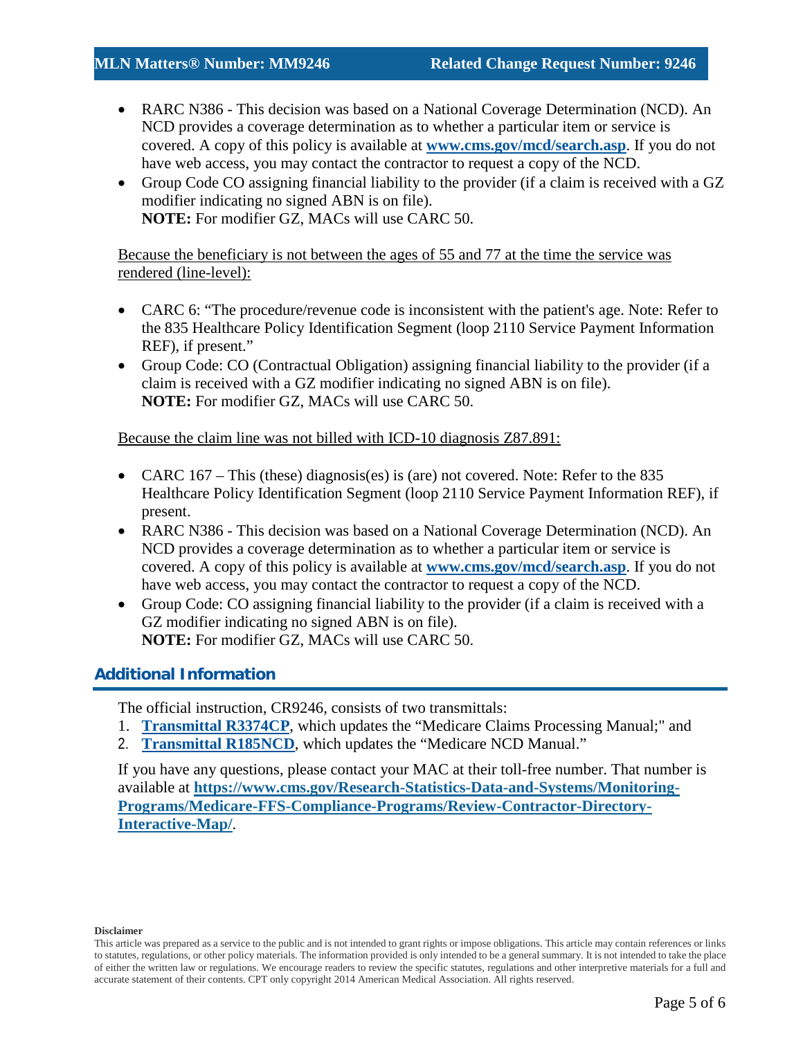- RARC N386 - This decision was based on a National Coverage Determination (NCD). An NCD provides a coverage determination as to whether a particular item or service is covered. A copy of this policy is available at **[www.cms.gov/mcd/search.asp](www.cms.gov/mcd/search.asp)**. If you do not have web access, you may contact the contractor to request a copy of the NCD.
- Group Code CO assigning financial liability to the provider (if a claim is received with a GZ modifier indicating no signed ABN is on file).
  **NOTE:** For modifier GZ, MACs will use CARC 50.

Because the beneficiary is not between the ages of 55 and 77 at the time the service was rendered (line-level):

- CARC 6: "The procedure/revenue code is inconsistent with the patient's age. Note: Refer to the 835 Healthcare Policy Identification Segment (loop 2110 Service Payment Information REF), if present."
- Group Code: CO (Contractual Obligation) assigning financial liability to the provider (if a claim is received with a GZ modifier indicating no signed ABN is on file).
  **NOTE:** For modifier GZ, MACs will use CARC 50.

Because the claim line was not billed with ICD-10 diagnosis Z87.891:

- CARC 167 – This (these) diagnosis(es) is (are) not covered. Note: Refer to the 835 Healthcare Policy Identification Segment (loop 2110 Service Payment Information REF), if present.
- RARC N386 - This decision was based on a National Coverage Determination (NCD). An NCD provides a coverage determination as to whether a particular item or service is covered. A copy of this policy is available at **[www.cms.gov/mcd/search.asp](www.cms.gov/mcd/search.asp)**. If you do not have web access, you may contact the contractor to request a copy of the NCD.
- Group Code: CO assigning financial liability to the provider (if a claim is received with a GZ modifier indicating no signed ABN is on file).
  **NOTE:** For modifier GZ, MACs will use CARC 50.

## Additional Information

The official instruction, CR9246, consists of two transmittals:

1. **Transmittal R3374CP**, which updates the "Medicare Claims Processing Manual;" and
2. **Transmittal R185NCD**, which updates the "Medicare NCD Manual."

If you have any questions, please contact your MAC at their toll-free number. That number is available at **[https://www.cms.gov/Research-Statistics-Data-and-Systems/Monitoring-Programs/Medicare-FFS-Compliance-Programs/Review-Contractor-Directory-Interactive-Map/](https://www.cms.gov/Research-Statistics-Data-and-Systems/Monitoring-Programs/Medicare-FFS-Compliance-Programs/Review-Contractor-Directory-Interactive-Map/)**.

**Disclaimer**

This article was prepared as a service to the public and is not intended to grant rights or impose obligations. This article may contain references or links to statutes, regulations, or other policy materials. The information provided is only intended to be a general summary. It is not intended to take the place of either the written law or regulations. We encourage readers to review the specific statutes, regulations and other interpretive materials for a full and accurate statement of their contents. CPT only copyright 2014 American Medical Association. All rights reserved.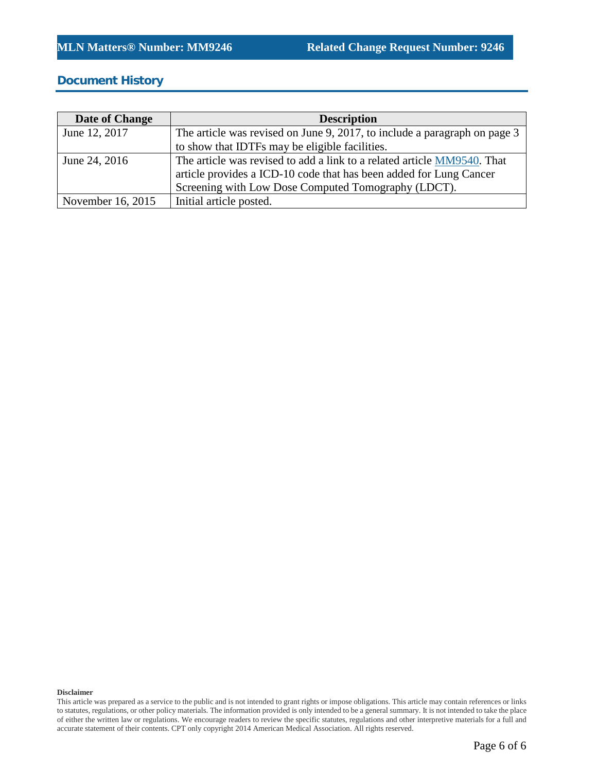## Document History

| Date of Change | Description |
|---|---|
| June 12, 2017 | The article was revised on June 9, 2017, to include a paragraph on page 3 to show that IDTFs may be eligible facilities. |
| June 24, 2016 | The article was revised to add a link to a related article MM9540. That article provides a ICD-10 code that has been added for Lung Cancer Screening with Low Dose Computed Tomography (LDCT). |
| November 16, 2015 | Initial article posted. |

**Disclaimer**

This article was prepared as a service to the public and is not intended to grant rights or impose obligations. This article may contain references or links to statutes, regulations, or other policy materials. The information provided is only intended to be a general summary. It is not intended to take the place of either the written law or regulations. We encourage readers to review the specific statutes, regulations and other interpretive materials for a full and accurate statement of their contents. CPT only copyright 2014 American Medical Association. All rights reserved.